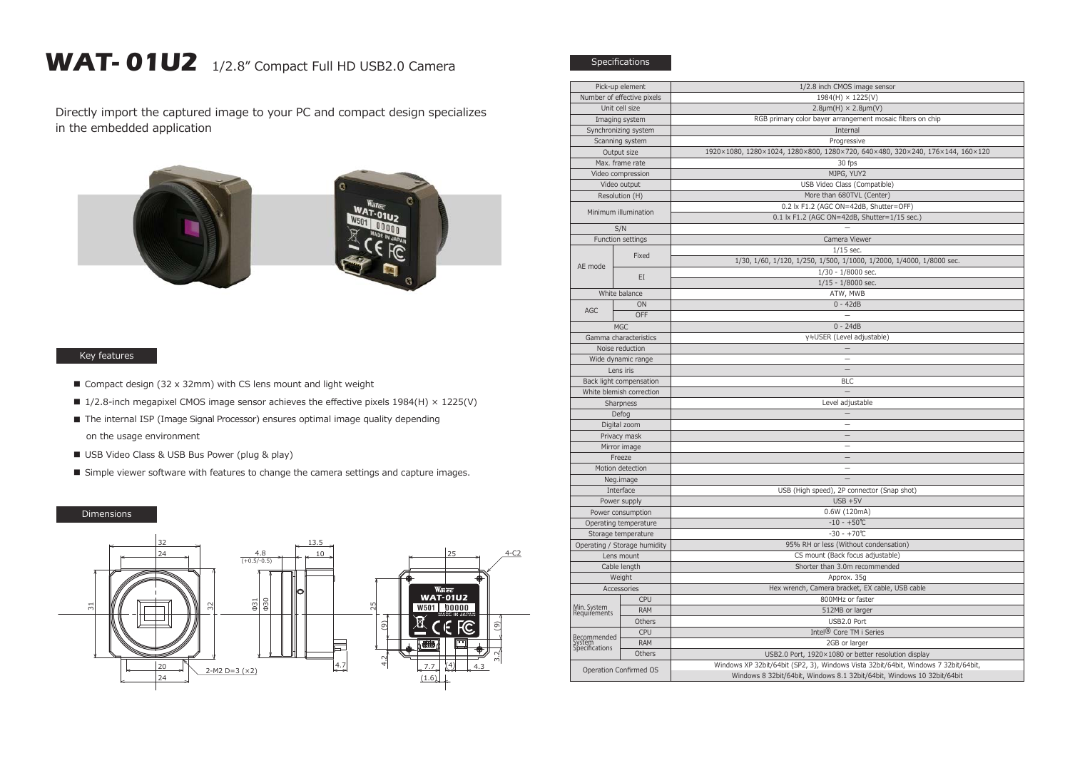# WAT-01U2 1/2.8" Compact Full HD USB2.0 Camera

Directly import the captured image to your PC and compact design specializes in the embedded application

## Key features

- Compact design (32 x 32mm) with CS lens mount and light weight
- 1/2.8-inch megapixel CMOS image sensor achieves the effective pixels 1984(H) × 1225(V)
- The internal ISP (Image Signal Processor) ensures optimal image quality depending on the usage environment
- USB Video Class & USB Bus Power (plug & play)
- Simple viewer software with features to change the camera settings and capture images.

## Dimensions

## Specifications

| Item | | Specification |
|---|---|---|
| Pick-up element | | 1/2.8 inch CMOS image sensor |
| Number of effective pixels | | 1984(H) × 1225(V) |
| Unit cell size | | 2.8μm(H) × 2.8μm(V) |
| Imaging system | | RGB primary color bayer arrangement mosaic filters on chip |
| Synchronizing system | | Internal |
| Scanning system | | Progressive |
| Output size | | 1920×1080, 1280×1024, 1280×800, 1280×720, 640×480, 320×240, 176×144, 160×120 |
| Max. frame rate | | 30 fps |
| Video compression | | MJPG, YUY2 |
| Video output | | USB Video Class (Compatible) |
| Resolution (H) | | More than 680TVL (Center) |
| Minimum illumination | | 0.2 lx F1.2 (AGC ON=42dB, Shutter=OFF) |
| | | 0.1 lx F1.2 (AGC ON=42dB, Shutter=1/15 sec.) |
| S/N | | – |
| Function settings | | Camera Viewer |
| AE mode | Fixed | 1/15 sec. |
| | | 1/30, 1/60, 1/120, 1/250, 1/500, 1/1000, 1/2000, 1/4000, 1/8000 sec. |
| | EI | 1/30 - 1/8000 sec. |
| | | 1/15 - 1/8000 sec. |
| White balance | | ATW, MWB |
| AGC | ON | 0 - 42dB |
| | OFF | – |
| MGC | | 0 - 24dB |
| Gamma characteristics | | γ≒USER (Level adjustable) |
| Noise reduction | | – |
| Wide dynamic range | | – |
| Lens iris | | – |
| Back light compensation | | BLC |
| White blemish correction | | – |
| Sharpness | | Level adjustable |
| Defog | | – |
| Digital zoom | | – |
| Privacy mask | | – |
| Mirror image | | – |
| Freeze | | – |
| Motion detection | | – |
| Neg.image | | – |
| Interface | | USB (High speed), 2P connector (Snap shot) |
| Power supply | | USB +5V |
| Power consumption | | 0.6W (120mA) |
| Operating temperature | | -10 - +50℃ |
| Storage temperature | | -30 - +70℃ |
| Operating / Storage humidity | | 95% RH or less (Without condensation) |
| Lens mount | | CS mount (Back focus adjustable) |
| Cable length | | Shorter than 3.0m recommended |
| Weight | | Approx. 35g |
| Accessories | | Hex wrench, Camera bracket, EX cable, USB cable |
| Min. System Requirements | CPU | 800MHz or faster |
| | RAM | 512MB or larger |
| | Others | USB2.0 Port |
| Recommended System Specifications | CPU | Intel® Core TM i Series |
| | RAM | 2GB or larger |
| | Others | USB2.0 Port, 1920×1080 or better resolution display |
| Operation Confirmed OS | | Windows XP 32bit/64bit (SP2, 3), Windows Vista 32bit/64bit, Windows 7 32bit/64bit, Windows 8 32bit/64bit, Windows 8.1 32bit/64bit, Windows 10 32bit/64bit |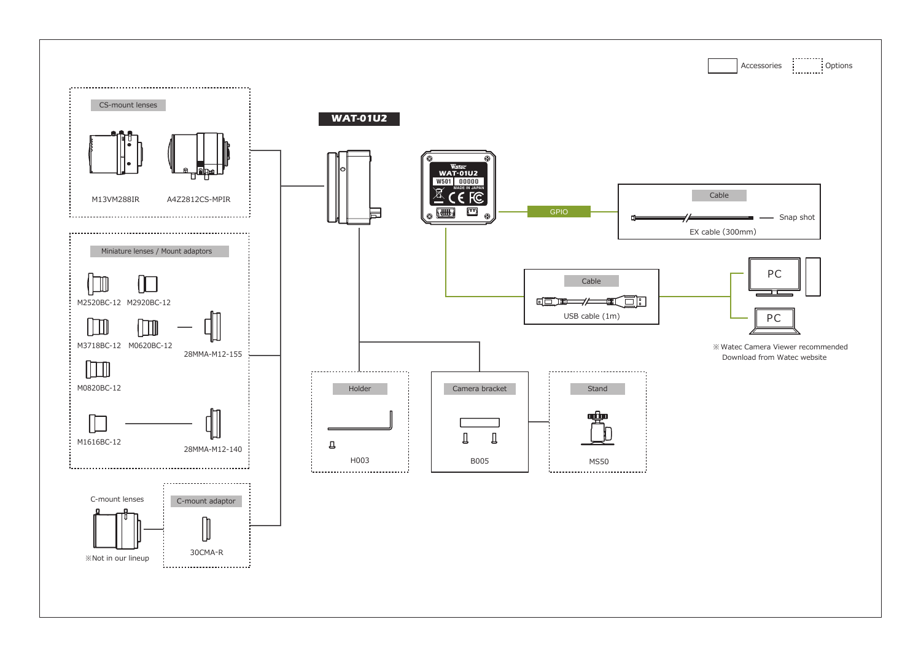Accessories
Options

## WAT-01U2

### CS-mount lenses

M13VM288IR
A4Z2812CS-MPIR

### Miniature lenses / Mount adaptors

M2520BC-12
M2920BC-12
M3718BC-12
M0620BC-12
28MMA-M12-155
M0820BC-12
M1616BC-12
28MMA-M12-140

C-mount lenses
※Not in our lineup

### C-mount adaptor

30CMA-R

### GPIO

Cable
EX cable (300mm)
Snap shot

### Cable

USB cable (1m)

PC
PC

※Watec Camera Viewer recommended
Download from Watec website

### Holder

H003

### Camera bracket

B005

### Stand

MS50